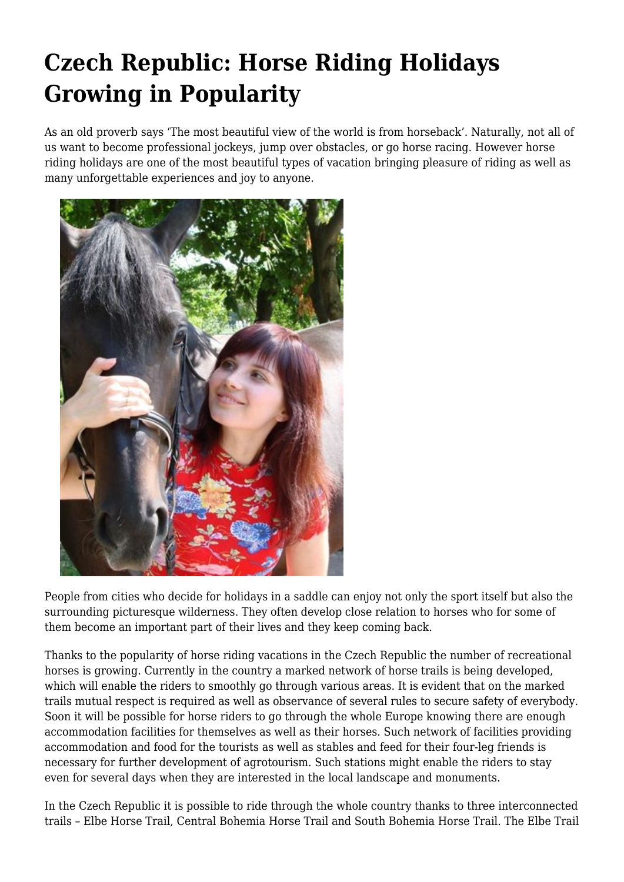# Czech Republic: Horse Riding Holidays Growing in Popularity

As an old proverb says 'The most beautiful view of the world is from horseback'. Naturally, not all of us want to become professional jockeys, jump over obstacles, or go horse racing. However horse riding holidays are one of the most beautiful types of vacation bringing pleasure of riding as well as many unforgettable experiences and joy to anyone.

People from cities who decide for holidays in a saddle can enjoy not only the sport itself but also the surrounding picturesque wilderness. They often develop close relation to horses who for some of them become an important part of their lives and they keep coming back.

Thanks to the popularity of horse riding vacations in the Czech Republic the number of recreational horses is growing. Currently in the country a marked network of horse trails is being developed, which will enable the riders to smoothly go through various areas. It is evident that on the marked trails mutual respect is required as well as observance of several rules to secure safety of everybody. Soon it will be possible for horse riders to go through the whole Europe knowing there are enough accommodation facilities for themselves as well as their horses. Such network of facilities providing accommodation and food for the tourists as well as stables and feed for their four-leg friends is necessary for further development of agrotourism. Such stations might enable the riders to stay even for several days when they are interested in the local landscape and monuments.

In the Czech Republic it is possible to ride through the whole country thanks to three interconnected trails – Elbe Horse Trail, Central Bohemia Horse Trail and South Bohemia Horse Trail. The Elbe Trail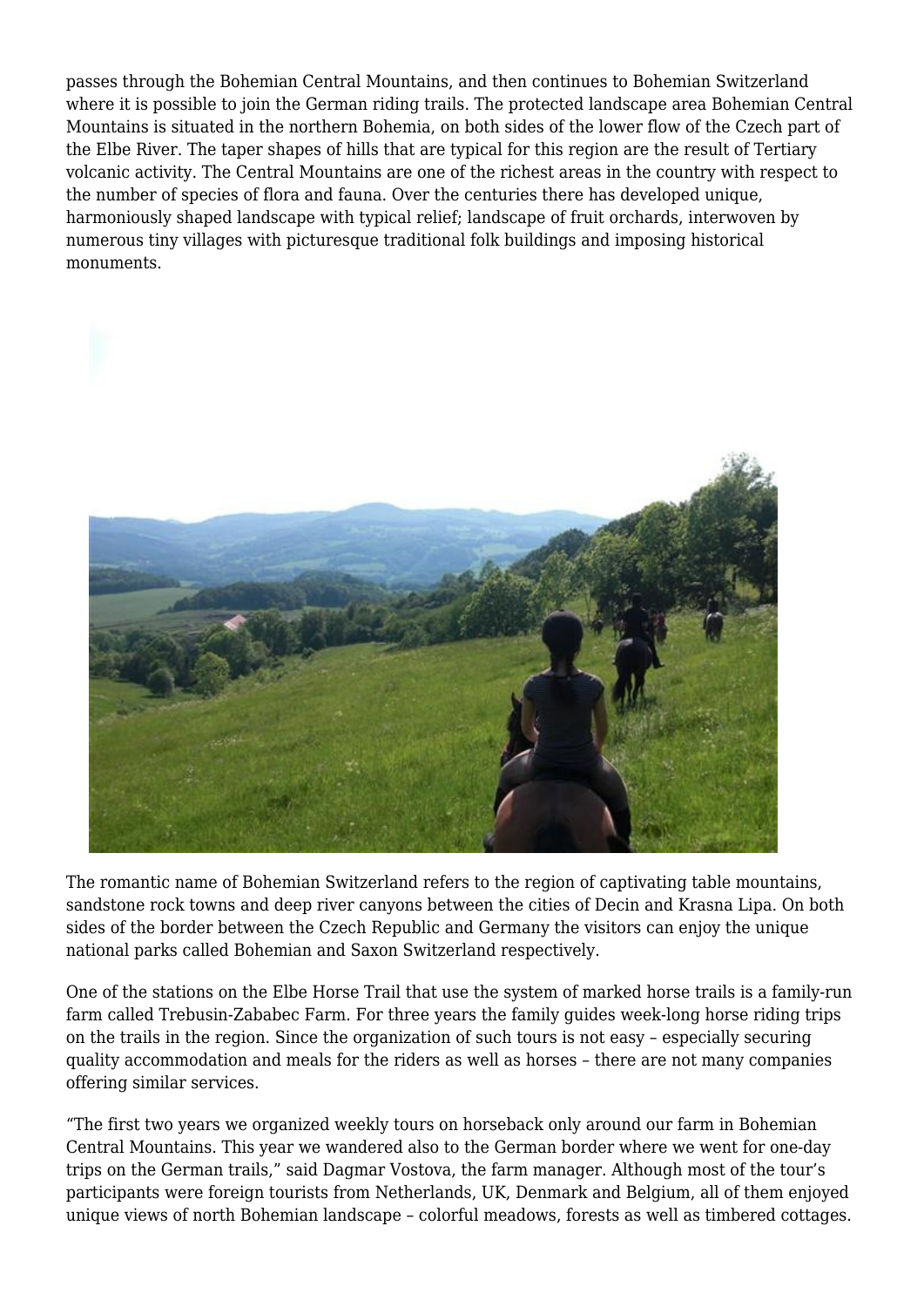passes through the Bohemian Central Mountains, and then continues to Bohemian Switzerland where it is possible to join the German riding trails. The protected landscape area Bohemian Central Mountains is situated in the northern Bohemia, on both sides of the lower flow of the Czech part of the Elbe River. The taper shapes of hills that are typical for this region are the result of Tertiary volcanic activity. The Central Mountains are one of the richest areas in the country with respect to the number of species of flora and fauna. Over the centuries there has developed unique, harmoniously shaped landscape with typical relief; landscape of fruit orchards, interwoven by numerous tiny villages with picturesque traditional folk buildings and imposing historical monuments.

The romantic name of Bohemian Switzerland refers to the region of captivating table mountains, sandstone rock towns and deep river canyons between the cities of Decin and Krasna Lipa. On both sides of the border between the Czech Republic and Germany the visitors can enjoy the unique national parks called Bohemian and Saxon Switzerland respectively.

One of the stations on the Elbe Horse Trail that use the system of marked horse trails is a family-run farm called Trebusin-Zababec Farm. For three years the family guides week-long horse riding trips on the trails in the region. Since the organization of such tours is not easy – especially securing quality accommodation and meals for the riders as well as horses – there are not many companies offering similar services.

"The first two years we organized weekly tours on horseback only around our farm in Bohemian Central Mountains. This year we wandered also to the German border where we went for one-day trips on the German trails," said Dagmar Vostova, the farm manager. Although most of the tour's participants were foreign tourists from Netherlands, UK, Denmark and Belgium, all of them enjoyed unique views of north Bohemian landscape – colorful meadows, forests as well as timbered cottages.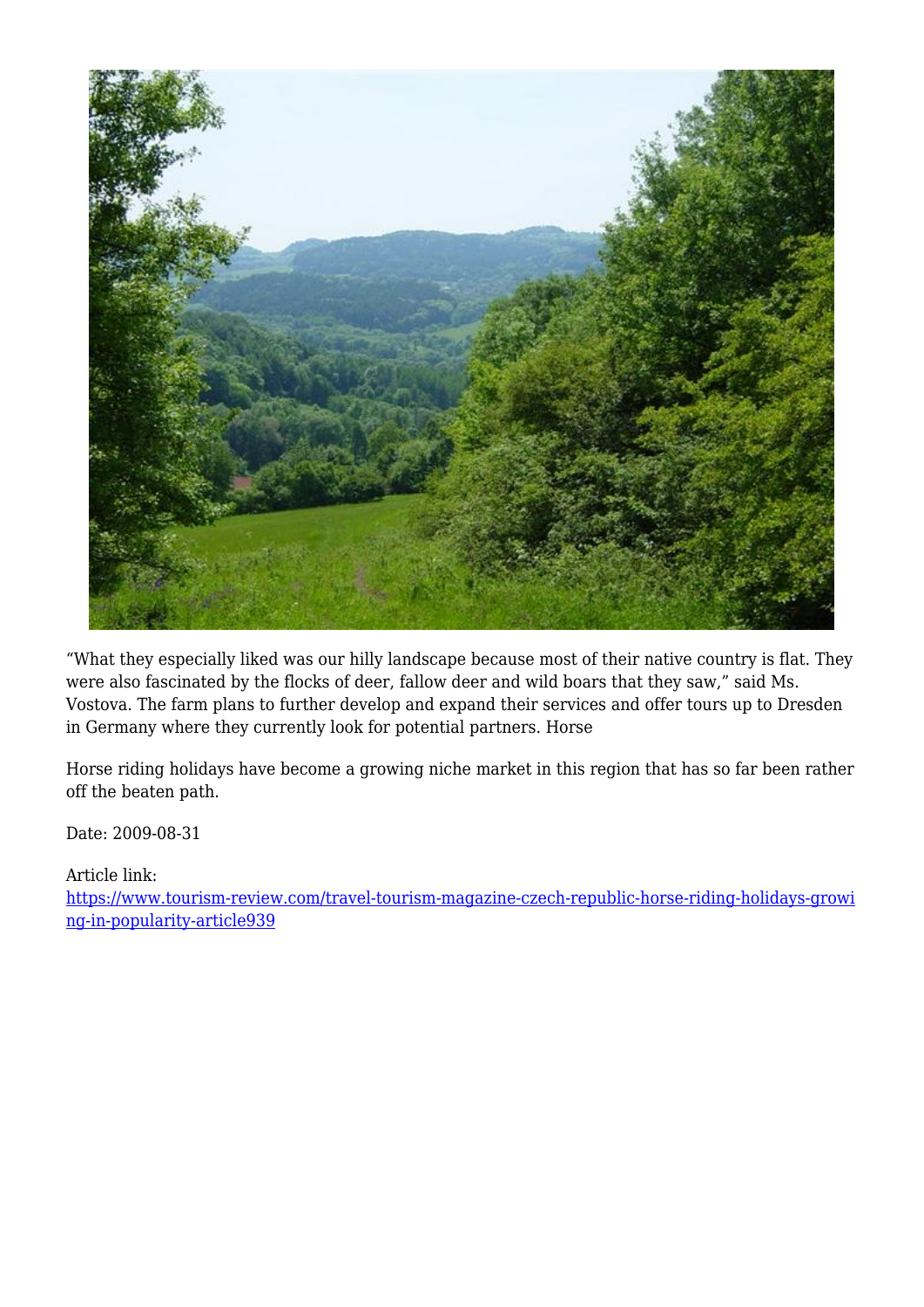"What they especially liked was our hilly landscape because most of their native country is flat. They were also fascinated by the flocks of deer, fallow deer and wild boars that they saw," said Ms. Vostova. The farm plans to further develop and expand their services and offer tours up to Dresden in Germany where they currently look for potential partners. Horse

Horse riding holidays have become a growing niche market in this region that has so far been rather off the beaten path.

Date: 2009-08-31

Article link:
[https://www.tourism-review.com/travel-tourism-magazine-czech-republic-horse-riding-holidays-growing-in-popularity-article939](https://www.tourism-review.com/travel-tourism-magazine-czech-republic-horse-riding-holidays-growing-in-popularity-article939)